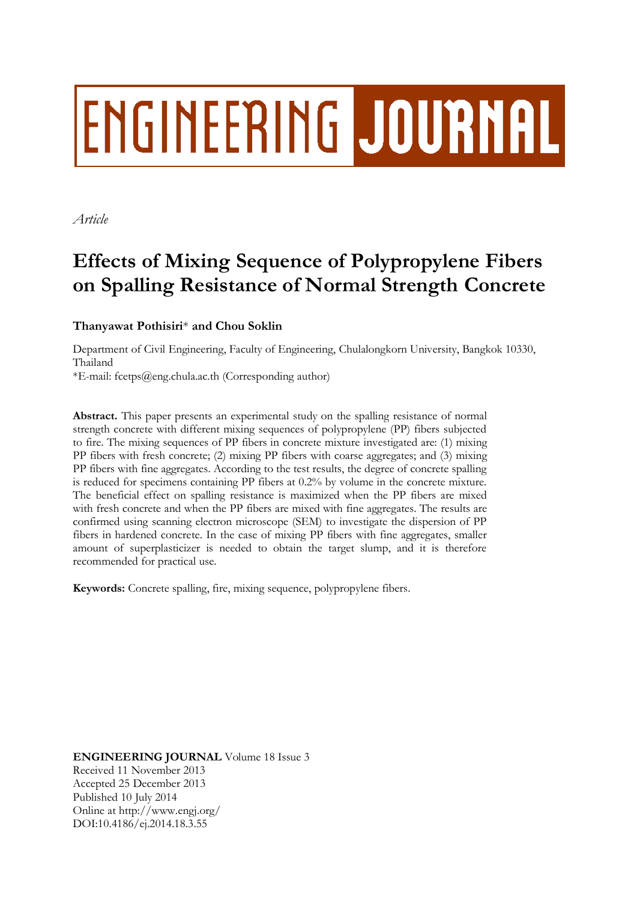# ENGINEERING JOURNAL

*Article*

# Effects of Mixing Sequence of Polypropylene Fibers on Spalling Resistance of Normal Strength Concrete

**Thanyawat Pothisiri*** **and Chou Soklin**

Department of Civil Engineering, Faculty of Engineering, Chulalongkorn University, Bangkok 10330, Thailand

*E-mail: fcetps@eng.chula.ac.th (Corresponding author)

**Abstract.** This paper presents an experimental study on the spalling resistance of normal strength concrete with different mixing sequences of polypropylene (PP) fibers subjected to fire. The mixing sequences of PP fibers in concrete mixture investigated are: (1) mixing PP fibers with fresh concrete; (2) mixing PP fibers with coarse aggregates; and (3) mixing PP fibers with fine aggregates. According to the test results, the degree of concrete spalling is reduced for specimens containing PP fibers at 0.2% by volume in the concrete mixture. The beneficial effect on spalling resistance is maximized when the PP fibers are mixed with fresh concrete and when the PP fibers are mixed with fine aggregates. The results are confirmed using scanning electron microscope (SEM) to investigate the dispersion of PP fibers in hardened concrete. In the case of mixing PP fibers with fine aggregates, smaller amount of superplasticizer is needed to obtain the target slump, and it is therefore recommended for practical use.

**Keywords:** Concrete spalling, fire, mixing sequence, polypropylene fibers.

**ENGINEERING JOURNAL** Volume 18 Issue 3
Received 11 November 2013
Accepted 25 December 2013
Published 10 July 2014
Online at http://www.engj.org/
DOI:10.4186/ej.2014.18.3.55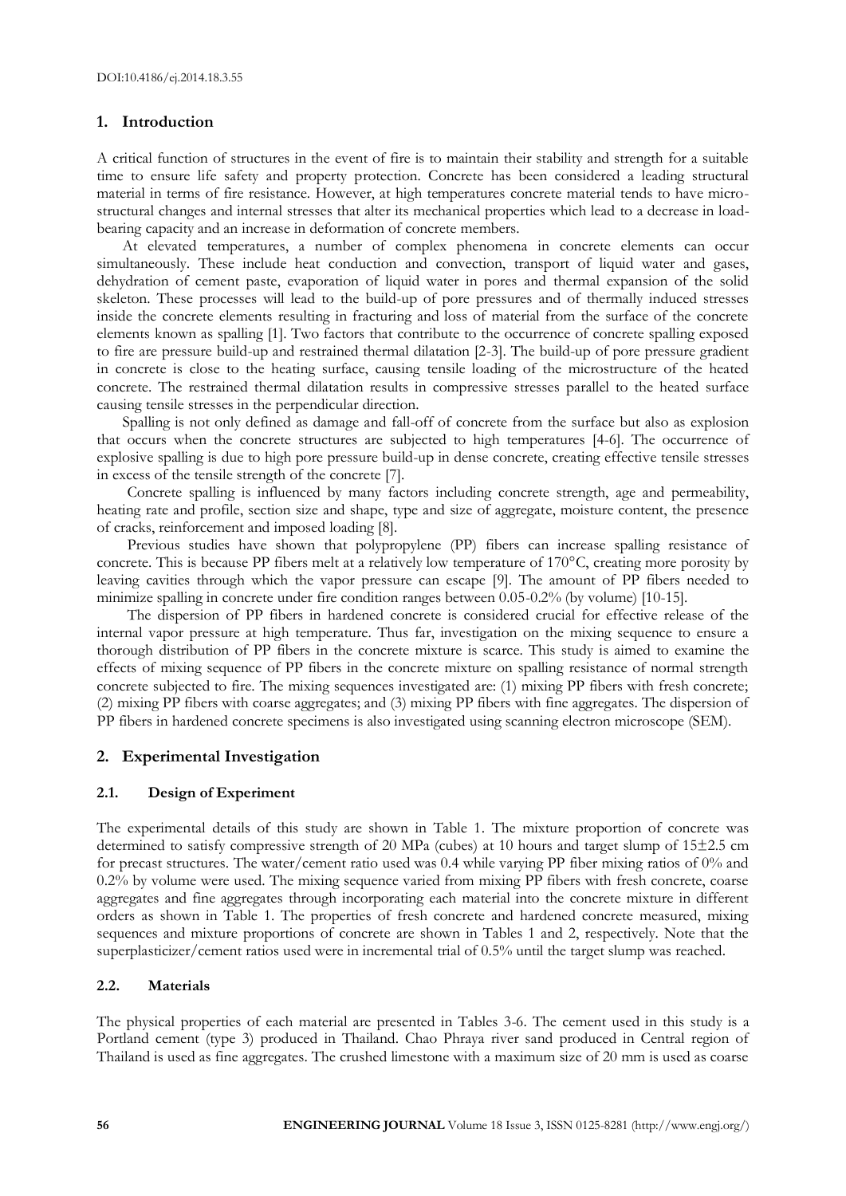## 1. Introduction

A critical function of structures in the event of fire is to maintain their stability and strength for a suitable time to ensure life safety and property protection. Concrete has been considered a leading structural material in terms of fire resistance. However, at high temperatures concrete material tends to have micro-structural changes and internal stresses that alter its mechanical properties which lead to a decrease in load-bearing capacity and an increase in deformation of concrete members.

At elevated temperatures, a number of complex phenomena in concrete elements can occur simultaneously. These include heat conduction and convection, transport of liquid water and gases, dehydration of cement paste, evaporation of liquid water in pores and thermal expansion of the solid skeleton. These processes will lead to the build-up of pore pressures and of thermally induced stresses inside the concrete elements resulting in fracturing and loss of material from the surface of the concrete elements known as spalling [1]. Two factors that contribute to the occurrence of concrete spalling exposed to fire are pressure build-up and restrained thermal dilatation [2-3]. The build-up of pore pressure gradient in concrete is close to the heating surface, causing tensile loading of the microstructure of the heated concrete. The restrained thermal dilatation results in compressive stresses parallel to the heated surface causing tensile stresses in the perpendicular direction.

Spalling is not only defined as damage and fall-off of concrete from the surface but also as explosion that occurs when the concrete structures are subjected to high temperatures [4-6]. The occurrence of explosive spalling is due to high pore pressure build-up in dense concrete, creating effective tensile stresses in excess of the tensile strength of the concrete [7].

Concrete spalling is influenced by many factors including concrete strength, age and permeability, heating rate and profile, section size and shape, type and size of aggregate, moisture content, the presence of cracks, reinforcement and imposed loading [8].

Previous studies have shown that polypropylene (PP) fibers can increase spalling resistance of concrete. This is because PP fibers melt at a relatively low temperature of 170°C, creating more porosity by leaving cavities through which the vapor pressure can escape [9]. The amount of PP fibers needed to minimize spalling in concrete under fire condition ranges between 0.05-0.2% (by volume) [10-15].

The dispersion of PP fibers in hardened concrete is considered crucial for effective release of the internal vapor pressure at high temperature. Thus far, investigation on the mixing sequence to ensure a thorough distribution of PP fibers in the concrete mixture is scarce. This study is aimed to examine the effects of mixing sequence of PP fibers in the concrete mixture on spalling resistance of normal strength concrete subjected to fire. The mixing sequences investigated are: (1) mixing PP fibers with fresh concrete; (2) mixing PP fibers with coarse aggregates; and (3) mixing PP fibers with fine aggregates. The dispersion of PP fibers in hardened concrete specimens is also investigated using scanning electron microscope (SEM).

## 2. Experimental Investigation

### 2.1. Design of Experiment

The experimental details of this study are shown in Table 1. The mixture proportion of concrete was determined to satisfy compressive strength of 20 MPa (cubes) at 10 hours and target slump of 15±2.5 cm for precast structures. The water/cement ratio used was 0.4 while varying PP fiber mixing ratios of 0% and 0.2% by volume were used. The mixing sequence varied from mixing PP fibers with fresh concrete, coarse aggregates and fine aggregates through incorporating each material into the concrete mixture in different orders as shown in Table 1. The properties of fresh concrete and hardened concrete measured, mixing sequences and mixture proportions of concrete are shown in Tables 1 and 2, respectively. Note that the superplasticizer/cement ratios used were in incremental trial of 0.5% until the target slump was reached.

### 2.2. Materials

The physical properties of each material are presented in Tables 3-6. The cement used in this study is a Portland cement (type 3) produced in Thailand. Chao Phraya river sand produced in Central region of Thailand is used as fine aggregates. The crushed limestone with a maximum size of 20 mm is used as coarse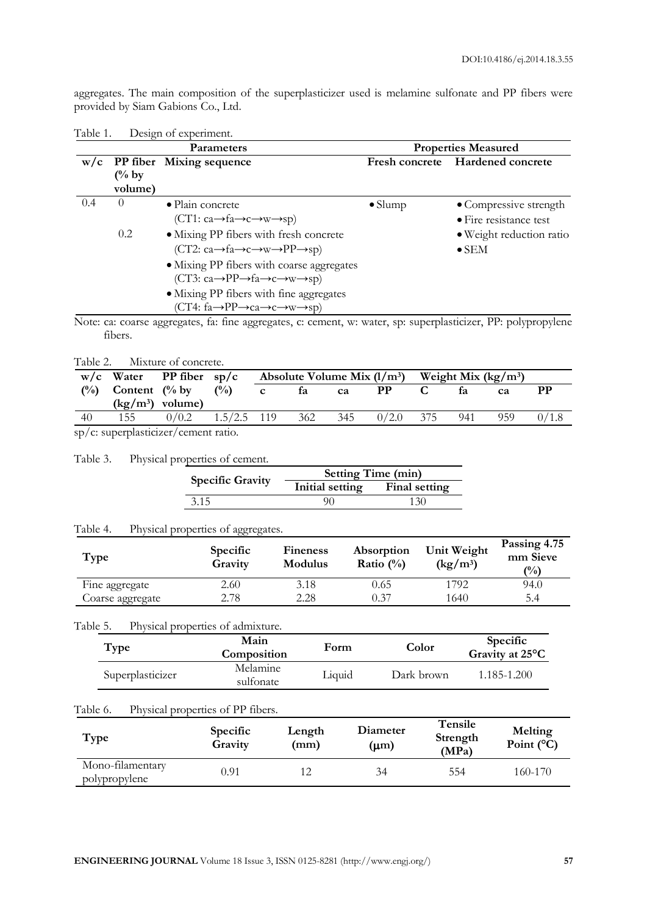aggregates. The main composition of the superplasticizer used is melamine sulfonate and PP fibers were provided by Siam Gabions Co., Ltd.

Table 1. Design of experiment.

| Parameters | | | Properties Measured | |
|---|---|---|---|---|
| w/c | PP fiber (% by volume) | Mixing sequence | Fresh concrete | Hardened concrete |
| 0.4 | 0 | • Plain concrete (CT1: ca→fa→c→w→sp) | • Slump | • Compressive strength<br>• Fire resistance test<br>• Weight reduction ratio<br>• SEM |
| | 0.2 | • Mixing PP fibers with fresh concrete (CT2: ca→fa→c→w→PP→sp)<br>• Mixing PP fibers with coarse aggregates (CT3: ca→PP→fa→c→w→sp)<br>• Mixing PP fibers with fine aggregates (CT4: fa→PP→ca→c→w→sp) | | |

Note: ca: coarse aggregates, fa: fine aggregates, c: cement, w: water, sp: superplasticizer, PP: polypropylene fibers.

Table 2. Mixture of concrete.

| w/c (%) | Water Content (kg/m³) | PP fiber (% by volume) | sp/c (%) | Absolute Volume Mix (l/m³) | | | | Weight Mix (kg/m³) | | | |
|---|---|---|---|---|---|---|---|---|---|---|---|
| | | | | c | fa | ca | PP | C | fa | ca | PP |
| 40 | 155 | 0/0.2 | 1.5/2.5 | 119 | 362 | 345 | 0/2.0 | 375 | 941 | 959 | 0/1.8 |

sp/c: superplasticizer/cement ratio.

Table 3. Physical properties of cement.

| Specific Gravity | Setting Time (min) | |
|---|---|---|
| | Initial setting | Final setting |
| 3.15 | 90 | 130 |

Table 4. Physical properties of aggregates.

| Type | Specific Gravity | Fineness Modulus | Absorption Ratio (%) | Unit Weight (kg/m³) | Passing 4.75 mm Sieve (%) |
|---|---|---|---|---|---|
| Fine aggregate | 2.60 | 3.18 | 0.65 | 1792 | 94.0 |
| Coarse aggregate | 2.78 | 2.28 | 0.37 | 1640 | 5.4 |

Table 5. Physical properties of admixture.

| Type | Main Composition | Form | Color | Specific Gravity at 25°C |
|---|---|---|---|---|
| Superplasticizer | Melamine sulfonate | Liquid | Dark brown | 1.185-1.200 |

Table 6. Physical properties of PP fibers.

| Type | Specific Gravity | Length (mm) | Diameter (μm) | Tensile Strength (MPa) | Melting Point (°C) |
|---|---|---|---|---|---|
| Mono-filamentary polypropylene | 0.91 | 12 | 34 | 554 | 160-170 |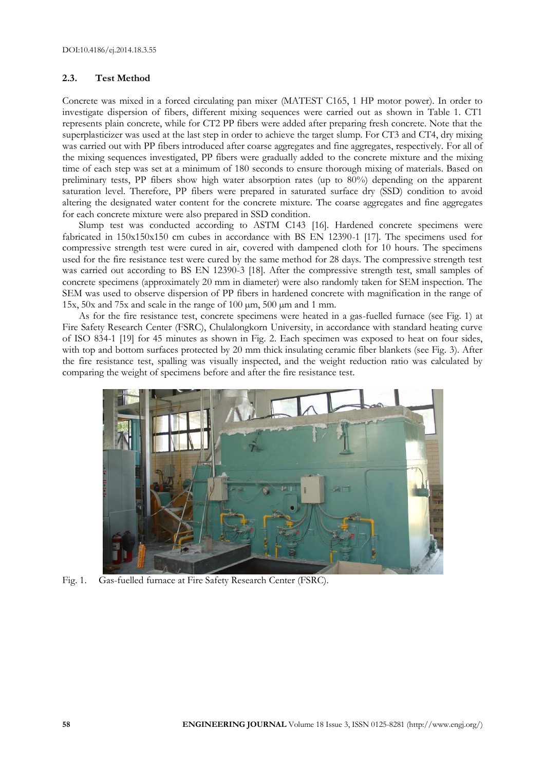### 2.3. Test Method

Concrete was mixed in a forced circulating pan mixer (MATEST C165, 1 HP motor power). In order to investigate dispersion of fibers, different mixing sequences were carried out as shown in Table 1. CT1 represents plain concrete, while for CT2 PP fibers were added after preparing fresh concrete. Note that the superplasticizer was used at the last step in order to achieve the target slump. For CT3 and CT4, dry mixing was carried out with PP fibers introduced after coarse aggregates and fine aggregates, respectively. For all of the mixing sequences investigated, PP fibers were gradually added to the concrete mixture and the mixing time of each step was set at a minimum of 180 seconds to ensure thorough mixing of materials. Based on preliminary tests, PP fibers show high water absorption rates (up to 80%) depending on the apparent saturation level. Therefore, PP fibers were prepared in saturated surface dry (SSD) condition to avoid altering the designated water content for the concrete mixture. The coarse aggregates and fine aggregates for each concrete mixture were also prepared in SSD condition.

Slump test was conducted according to ASTM C143 [16]. Hardened concrete specimens were fabricated in 150x150x150 cm cubes in accordance with BS EN 12390-1 [17]. The specimens used for compressive strength test were cured in air, covered with dampened cloth for 10 hours. The specimens used for the fire resistance test were cured by the same method for 28 days. The compressive strength test was carried out according to BS EN 12390-3 [18]. After the compressive strength test, small samples of concrete specimens (approximately 20 mm in diameter) were also randomly taken for SEM inspection. The SEM was used to observe dispersion of PP fibers in hardened concrete with magnification in the range of 15x, 50x and 75x and scale in the range of 100 μm, 500 μm and 1 mm.

As for the fire resistance test, concrete specimens were heated in a gas-fuelled furnace (see Fig. 1) at Fire Safety Research Center (FSRC), Chulalongkorn University, in accordance with standard heating curve of ISO 834-1 [19] for 45 minutes as shown in Fig. 2. Each specimen was exposed to heat on four sides, with top and bottom surfaces protected by 20 mm thick insulating ceramic fiber blankets (see Fig. 3). After the fire resistance test, spalling was visually inspected, and the weight reduction ratio was calculated by comparing the weight of specimens before and after the fire resistance test.

Fig. 1. Gas-fuelled furnace at Fire Safety Research Center (FSRC).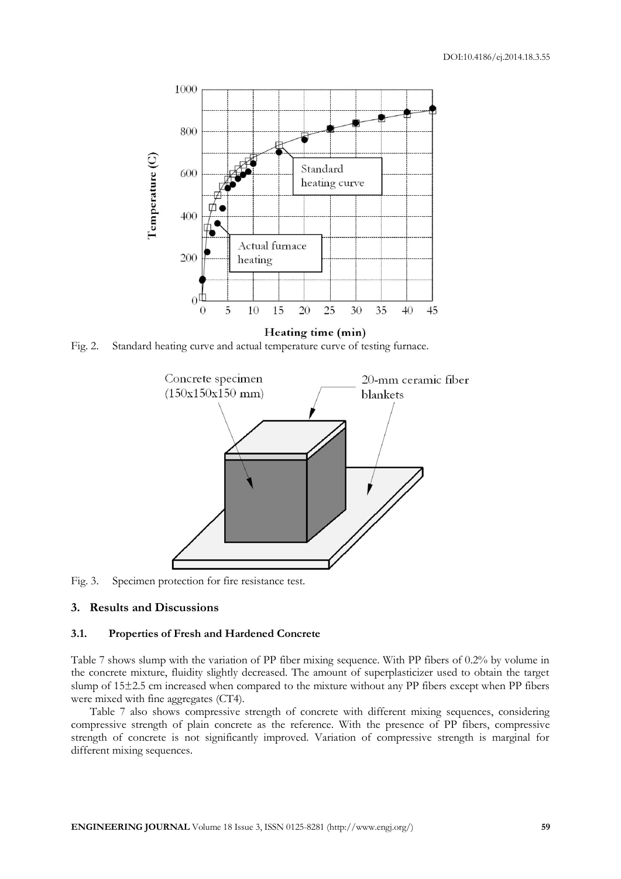Fig. 2. Standard heating curve and actual temperature curve of testing furnace.

Fig. 3. Specimen protection for fire resistance test.

## 3. Results and Discussions

### 3.1. Properties of Fresh and Hardened Concrete

Table 7 shows slump with the variation of PP fiber mixing sequence. With PP fibers of 0.2% by volume in the concrete mixture, fluidity slightly decreased. The amount of superplasticizer used to obtain the target slump of 15±2.5 cm increased when compared to the mixture without any PP fibers except when PP fibers were mixed with fine aggregates (CT4).

Table 7 also shows compressive strength of concrete with different mixing sequences, considering compressive strength of plain concrete as the reference. With the presence of PP fibers, compressive strength of concrete is not significantly improved. Variation of compressive strength is marginal for different mixing sequences.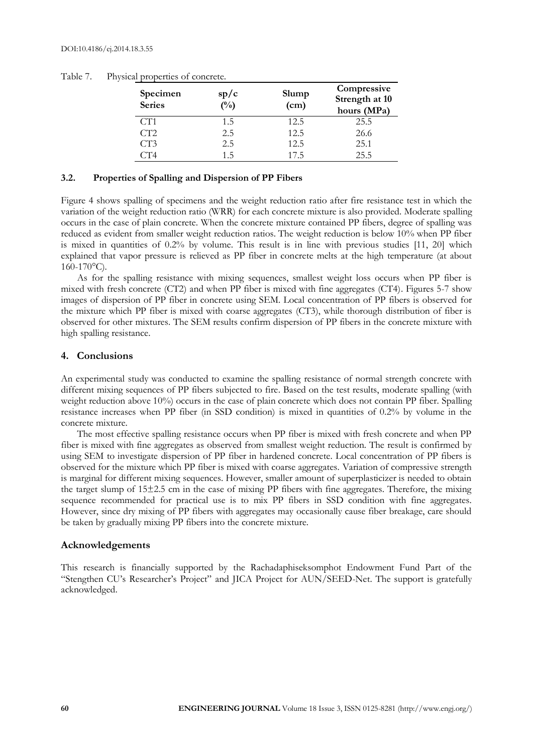Table 7. Physical properties of concrete.

| Specimen Series | sp/c (%) | Slump (cm) | Compressive Strength at 10 hours (MPa) |
|---|---|---|---|
| CT1 | 1.5 | 12.5 | 25.5 |
| CT2 | 2.5 | 12.5 | 26.6 |
| CT3 | 2.5 | 12.5 | 25.1 |
| CT4 | 1.5 | 17.5 | 25.5 |

### 3.2. Properties of Spalling and Dispersion of PP Fibers

Figure 4 shows spalling of specimens and the weight reduction ratio after fire resistance test in which the variation of the weight reduction ratio (WRR) for each concrete mixture is also provided. Moderate spalling occurs in the case of plain concrete. When the concrete mixture contained PP fibers, degree of spalling was reduced as evident from smaller weight reduction ratios. The weight reduction is below 10% when PP fiber is mixed in quantities of 0.2% by volume. This result is in line with previous studies [11, 20] which explained that vapor pressure is relieved as PP fiber in concrete melts at the high temperature (at about 160-170°C).

As for the spalling resistance with mixing sequences, smallest weight loss occurs when PP fiber is mixed with fresh concrete (CT2) and when PP fiber is mixed with fine aggregates (CT4). Figures 5-7 show images of dispersion of PP fiber in concrete using SEM. Local concentration of PP fibers is observed for the mixture which PP fiber is mixed with coarse aggregates (CT3), while thorough distribution of fiber is observed for other mixtures. The SEM results confirm dispersion of PP fibers in the concrete mixture with high spalling resistance.

## 4. Conclusions

An experimental study was conducted to examine the spalling resistance of normal strength concrete with different mixing sequences of PP fibers subjected to fire. Based on the test results, moderate spalling (with weight reduction above 10%) occurs in the case of plain concrete which does not contain PP fiber. Spalling resistance increases when PP fiber (in SSD condition) is mixed in quantities of 0.2% by volume in the concrete mixture.

The most effective spalling resistance occurs when PP fiber is mixed with fresh concrete and when PP fiber is mixed with fine aggregates as observed from smallest weight reduction. The result is confirmed by using SEM to investigate dispersion of PP fiber in hardened concrete. Local concentration of PP fibers is observed for the mixture which PP fiber is mixed with coarse aggregates. Variation of compressive strength is marginal for different mixing sequences. However, smaller amount of superplasticizer is needed to obtain the target slump of 15±2.5 cm in the case of mixing PP fibers with fine aggregates. Therefore, the mixing sequence recommended for practical use is to mix PP fibers in SSD condition with fine aggregates. However, since dry mixing of PP fibers with aggregates may occasionally cause fiber breakage, care should be taken by gradually mixing PP fibers into the concrete mixture.

## Acknowledgements

This research is financially supported by the Rachadaphiseksomphot Endowment Fund Part of the "Stengthen CU's Researcher's Project" and JICA Project for AUN/SEED-Net. The support is gratefully acknowledged.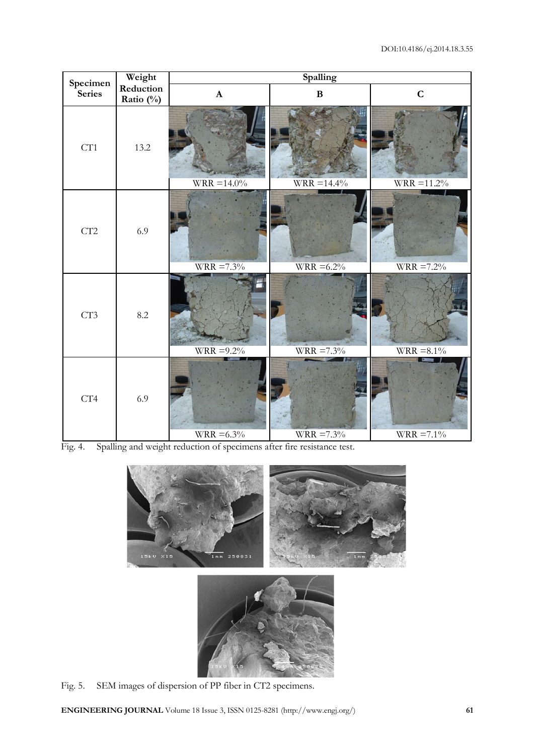| Specimen Series | Weight Reduction Ratio (%) | Spalling | | |
|---|---|---|---|---|
| | | A | B | C |
| CT1 | 13.2 | WRR =14.0% | WRR =14.4% | WRR =11.2% |
| CT2 | 6.9 | WRR =7.3% | WRR =6.2% | WRR =7.2% |
| CT3 | 8.2 | WRR =9.2% | WRR =7.3% | WRR =8.1% |
| CT4 | 6.9 | WRR =6.3% | WRR =7.3% | WRR =7.1% |

Fig. 4. Spalling and weight reduction of specimens after fire resistance test.

Fig. 5. SEM images of dispersion of PP fiber in CT2 specimens.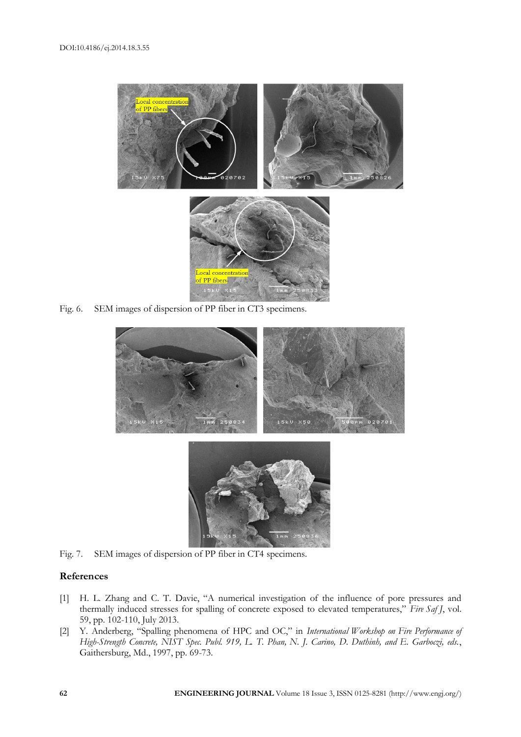Fig. 6. SEM images of dispersion of PP fiber in CT3 specimens.

Fig. 7. SEM images of dispersion of PP fiber in CT4 specimens.

## References

[1] H. L. Zhang and C. T. Davie, "A numerical investigation of the influence of pore pressures and thermally induced stresses for spalling of concrete exposed to elevated temperatures," *Fire Saf J*, vol. 59, pp. 102-110, July 2013.

[2] Y. Anderberg, "Spalling phenomena of HPC and OC," in *International Workshop on Fire Performance of High-Strength Concrete, NIST Spec. Publ. 919, L. T. Phan, N. J. Carino, D. Duthinh, and E. Garboczi, eds.*, Gaithersburg, Md., 1997, pp. 69-73.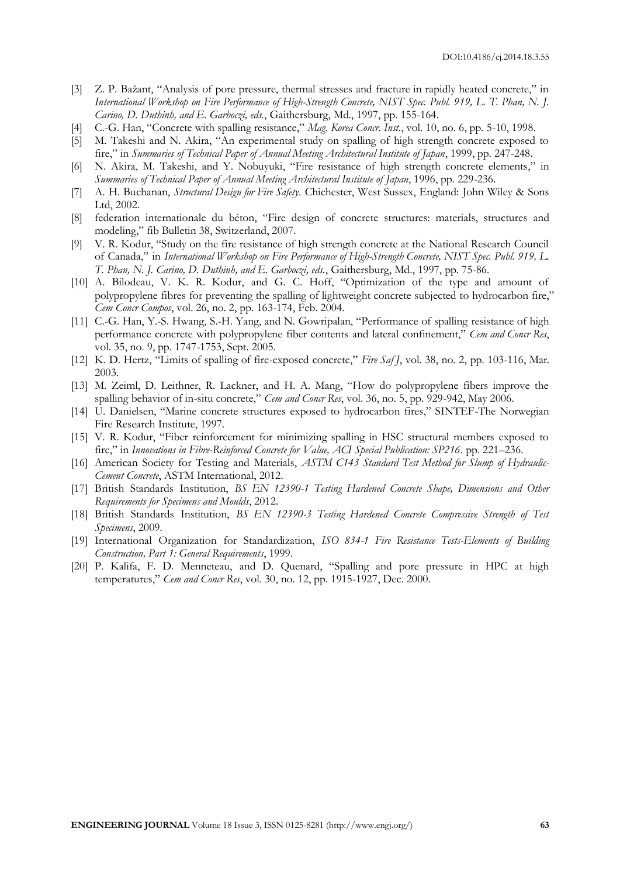[3] Z. P. Bažant, "Analysis of pore pressure, thermal stresses and fracture in rapidly heated concrete," in *International Workshop on Fire Performance of High-Strength Concrete, NIST Spec. Publ. 919, L. T. Phan, N. J. Carino, D. Duthinh, and E. Garboczi, eds.*, Gaithersburg, Md., 1997, pp. 155-164.

[4] C.-G. Han, "Concrete with spalling resistance," *Mag. Korea Concr. Inst.*, vol. 10, no. 6, pp. 5-10, 1998.

[5] M. Takeshi and N. Akira, "An experimental study on spalling of high strength concrete exposed to fire," in *Summaries of Technical Paper of Annual Meeting Architectural Institute of Japan*, 1999, pp. 247-248.

[6] N. Akira, M. Takeshi, and Y. Nobuyuki, "Fire resistance of high strength concrete elements," in *Summaries of Technical Paper of Annual Meeting Architectural Institute of Japan*, 1996, pp. 229-236.

[7] A. H. Buchanan, *Structural Design for Fire Safety*. Chichester, West Sussex, England: John Wiley & Sons Ltd, 2002.

[8] federation internationale du béton, "Fire design of concrete structures: materials, structures and modeling," fib Bulletin 38, Switzerland, 2007.

[9] V. R. Kodur, "Study on the fire resistance of high strength concrete at the National Research Council of Canada," in *International Workshop on Fire Performance of High-Strength Concrete, NIST Spec. Publ. 919, L. T. Phan, N. J. Carino, D. Duthinh, and E. Garboczi, eds.*, Gaithersburg, Md., 1997, pp. 75-86.

[10] A. Bilodeau, V. K. R. Kodur, and G. C. Hoff, "Optimization of the type and amount of polypropylene fibres for preventing the spalling of lightweight concrete subjected to hydrocarbon fire," *Cem Concr Compos*, vol. 26, no. 2, pp. 163-174, Feb. 2004.

[11] C.-G. Han, Y.-S. Hwang, S.-H. Yang, and N. Gowripalan, "Performance of spalling resistance of high performance concrete with polypropylene fiber contents and lateral confinement," *Cem and Concr Res*, vol. 35, no. 9, pp. 1747-1753, Sept. 2005.

[12] K. D. Hertz, "Limits of spalling of fire-exposed concrete," *Fire Saf J*, vol. 38, no. 2, pp. 103-116, Mar. 2003.

[13] M. Zeiml, D. Leithner, R. Lackner, and H. A. Mang, "How do polypropylene fibers improve the spalling behavior of in-situ concrete," *Cem and Concr Res*, vol. 36, no. 5, pp. 929-942, May 2006.

[14] U. Danielsen, "Marine concrete structures exposed to hydrocarbon fires," SINTEF-The Norwegian Fire Research Institute, 1997.

[15] V. R. Kodur, "Fiber reinforcement for minimizing spalling in HSC structural members exposed to fire," in *Innovations in Fibre-Reinforced Concrete for Value, ACI Special Publication: SP216*. pp. 221–236.

[16] American Society for Testing and Materials, *ASTM C143 Standard Test Method for Slump of Hydraulic-Cement Concrete*, ASTM International, 2012.

[17] British Standards Institution, *BS EN 12390-1 Testing Hardened Concrete Shape, Dimensions and Other Requirements for Specimens and Moulds*, 2012.

[18] British Standards Institution, *BS EN 12390-3 Testing Hardened Concrete Compressive Strength of Test Specimens*, 2009.

[19] International Organization for Standardization, *ISO 834-1 Fire Resistance Tests-Elements of Building Construction, Part 1: General Requirements*, 1999.

[20] P. Kalifa, F. D. Menneteau, and D. Quenard, "Spalling and pore pressure in HPC at high temperatures," *Cem and Concr Res*, vol. 30, no. 12, pp. 1915-1927, Dec. 2000.